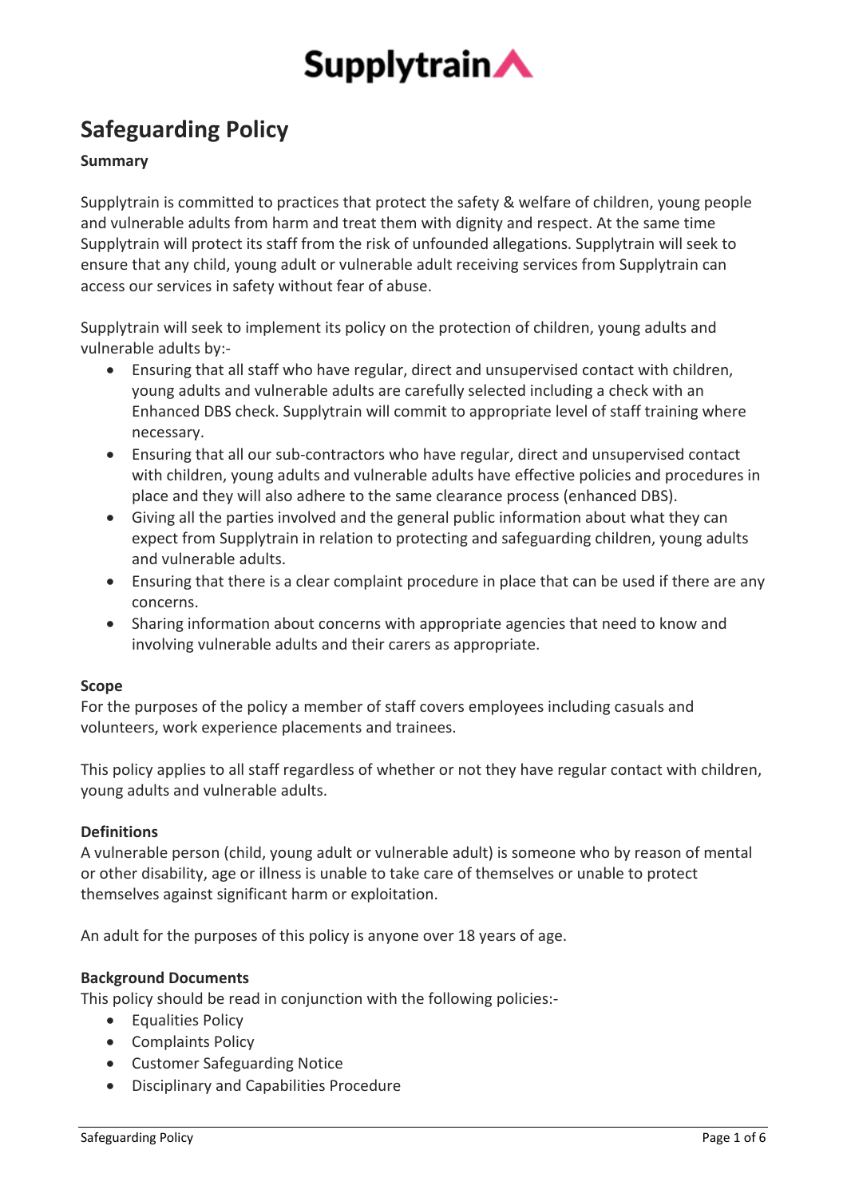# Supplytrain

## Safeguarding Policy

**Summary**

Supplytrain is committed to practices that protect the safety & welfare of children, young people and vulnerable adults from harm and treat them with dignity and respect. At the same time Supplytrain will protect its staff from the risk of unfounded allegations. Supplytrain will seek to ensure that any child, young adult or vulnerable adult receiving services from Supplytrain can access our services in safety without fear of abuse.

Supplytrain will seek to implement its policy on the protection of children, young adults and vulnerable adults by:-

- Ensuring that all staff who have regular, direct and unsupervised contact with children, young adults and vulnerable adults are carefully selected including a check with an Enhanced DBS check. Supplytrain will commit to appropriate level of staff training where necessary.
- Ensuring that all our sub-contractors who have regular, direct and unsupervised contact with children, young adults and vulnerable adults have effective policies and procedures in place and they will also adhere to the same clearance process (enhanced DBS).
- Giving all the parties involved and the general public information about what they can expect from Supplytrain in relation to protecting and safeguarding children, young adults and vulnerable adults.
- Ensuring that there is a clear complaint procedure in place that can be used if there are any concerns.
- Sharing information about concerns with appropriate agencies that need to know and involving vulnerable adults and their carers as appropriate.

**Scope**

For the purposes of the policy a member of staff covers employees including casuals and volunteers, work experience placements and trainees.

This policy applies to all staff regardless of whether or not they have regular contact with children, young adults and vulnerable adults.

**Definitions**

A vulnerable person (child, young adult or vulnerable adult) is someone who by reason of mental or other disability, age or illness is unable to take care of themselves or unable to protect themselves against significant harm or exploitation.

An adult for the purposes of this policy is anyone over 18 years of age.

**Background Documents**

This policy should be read in conjunction with the following policies:-

- Equalities Policy
- Complaints Policy
- Customer Safeguarding Notice
- Disciplinary and Capabilities Procedure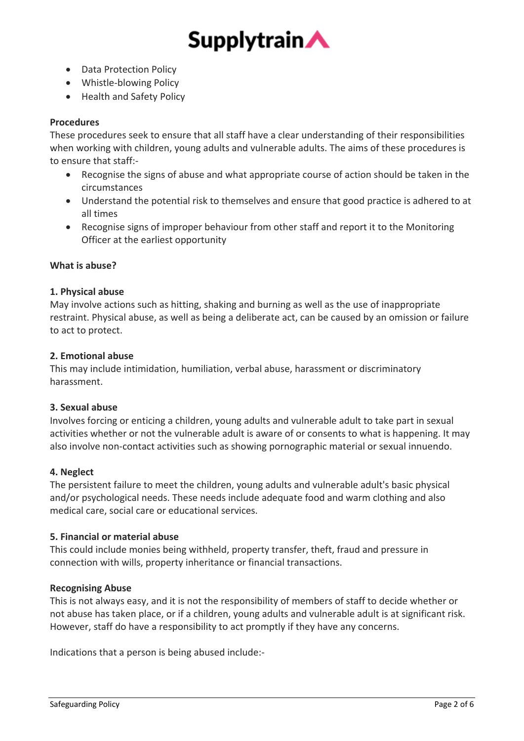- Data Protection Policy
- Whistle-blowing Policy
- Health and Safety Policy

**Procedures**

These procedures seek to ensure that all staff have a clear understanding of their responsibilities when working with children, young adults and vulnerable adults. The aims of these procedures is to ensure that staff:-

- Recognise the signs of abuse and what appropriate course of action should be taken in the circumstances
- Understand the potential risk to themselves and ensure that good practice is adhered to at all times
- Recognise signs of improper behaviour from other staff and report it to the Monitoring Officer at the earliest opportunity

**What is abuse?**

**1. Physical abuse**

May involve actions such as hitting, shaking and burning as well as the use of inappropriate restraint. Physical abuse, as well as being a deliberate act, can be caused by an omission or failure to act to protect.

**2. Emotional abuse**

This may include intimidation, humiliation, verbal abuse, harassment or discriminatory harassment.

**3. Sexual abuse**

Involves forcing or enticing a children, young adults and vulnerable adult to take part in sexual activities whether or not the vulnerable adult is aware of or consents to what is happening. It may also involve non-contact activities such as showing pornographic material or sexual innuendo.

**4. Neglect**

The persistent failure to meet the children, young adults and vulnerable adult's basic physical and/or psychological needs. These needs include adequate food and warm clothing and also medical care, social care or educational services.

**5. Financial or material abuse**

This could include monies being withheld, property transfer, theft, fraud and pressure in connection with wills, property inheritance or financial transactions.

**Recognising Abuse**

This is not always easy, and it is not the responsibility of members of staff to decide whether or not abuse has taken place, or if a children, young adults and vulnerable adult is at significant risk. However, staff do have a responsibility to act promptly if they have any concerns.

Indications that a person is being abused include:-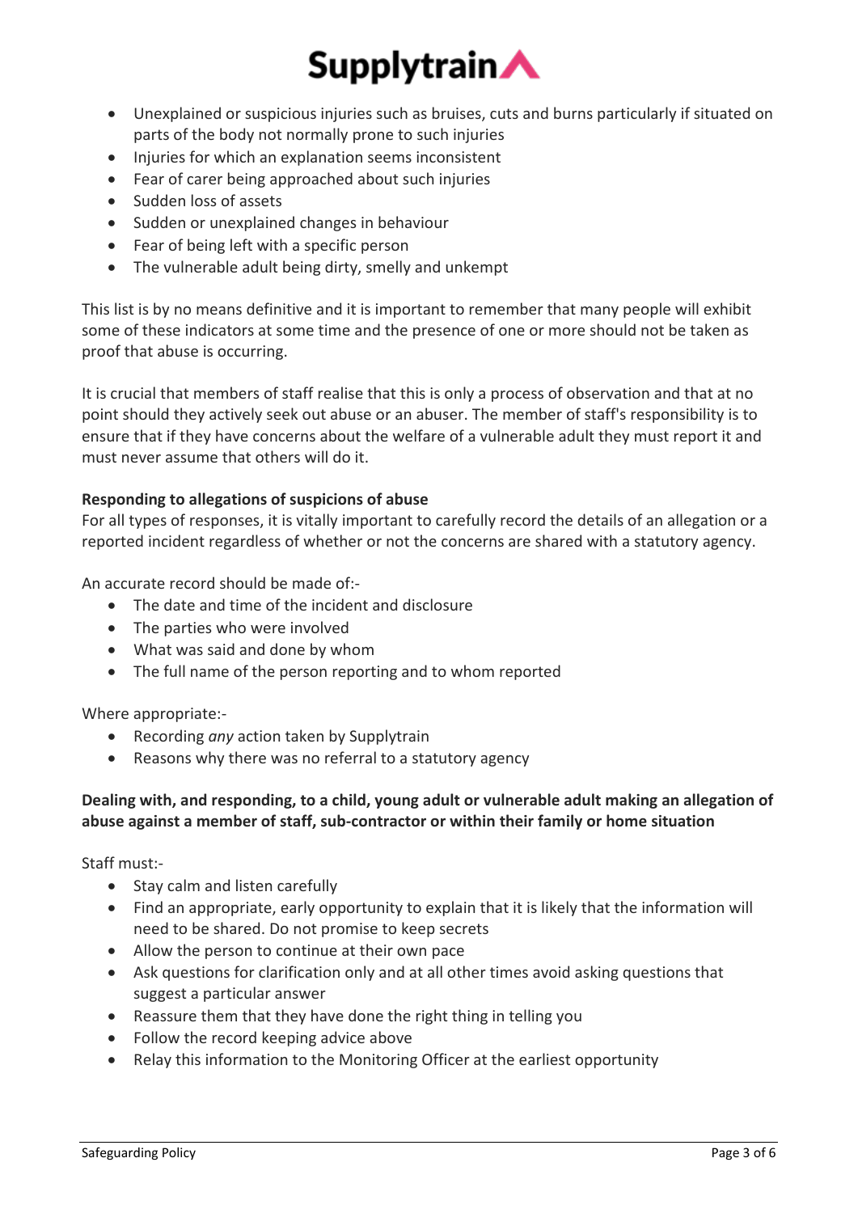- Unexplained or suspicious injuries such as bruises, cuts and burns particularly if situated on parts of the body not normally prone to such injuries
- Injuries for which an explanation seems inconsistent
- Fear of carer being approached about such injuries
- Sudden loss of assets
- Sudden or unexplained changes in behaviour
- Fear of being left with a specific person
- The vulnerable adult being dirty, smelly and unkempt

This list is by no means definitive and it is important to remember that many people will exhibit some of these indicators at some time and the presence of one or more should not be taken as proof that abuse is occurring.

It is crucial that members of staff realise that this is only a process of observation and that at no point should they actively seek out abuse or an abuser. The member of staff's responsibility is to ensure that if they have concerns about the welfare of a vulnerable adult they must report it and must never assume that others will do it.

**Responding to allegations of suspicions of abuse**

For all types of responses, it is vitally important to carefully record the details of an allegation or a reported incident regardless of whether or not the concerns are shared with a statutory agency.

An accurate record should be made of:-

- The date and time of the incident and disclosure
- The parties who were involved
- What was said and done by whom
- The full name of the person reporting and to whom reported

Where appropriate:-

- Recording *any* action taken by Supplytrain
- Reasons why there was no referral to a statutory agency

**Dealing with, and responding, to a child, young adult or vulnerable adult making an allegation of abuse against a member of staff, sub-contractor or within their family or home situation**

Staff must:-

- Stay calm and listen carefully
- Find an appropriate, early opportunity to explain that it is likely that the information will need to be shared. Do not promise to keep secrets
- Allow the person to continue at their own pace
- Ask questions for clarification only and at all other times avoid asking questions that suggest a particular answer
- Reassure them that they have done the right thing in telling you
- Follow the record keeping advice above
- Relay this information to the Monitoring Officer at the earliest opportunity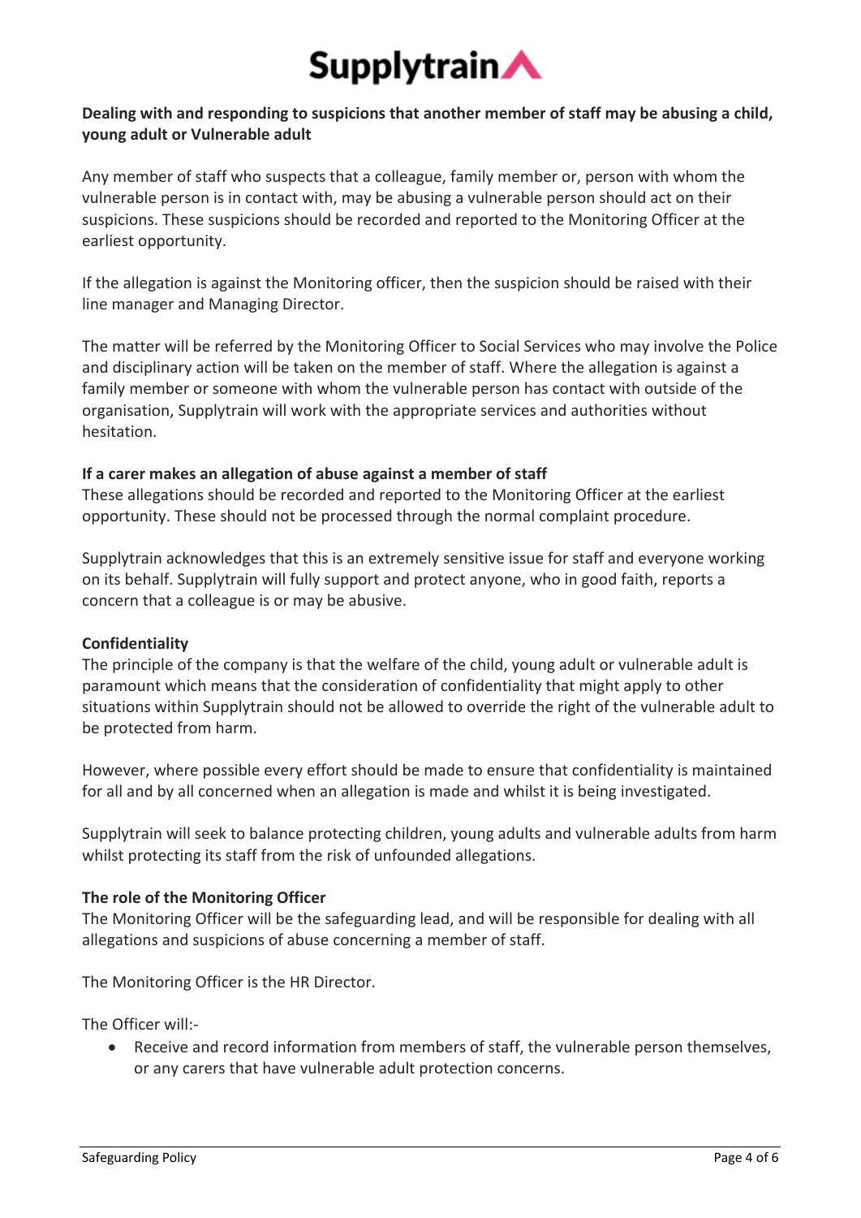**Dealing with and responding to suspicions that another member of staff may be abusing a child, young adult or Vulnerable adult**

Any member of staff who suspects that a colleague, family member or, person with whom the vulnerable person is in contact with, may be abusing a vulnerable person should act on their suspicions. These suspicions should be recorded and reported to the Monitoring Officer at the earliest opportunity.

If the allegation is against the Monitoring officer, then the suspicion should be raised with their line manager and Managing Director.

The matter will be referred by the Monitoring Officer to Social Services who may involve the Police and disciplinary action will be taken on the member of staff. Where the allegation is against a family member or someone with whom the vulnerable person has contact with outside of the organisation, Supplytrain will work with the appropriate services and authorities without hesitation.

**If a carer makes an allegation of abuse against a member of staff**

These allegations should be recorded and reported to the Monitoring Officer at the earliest opportunity. These should not be processed through the normal complaint procedure.

Supplytrain acknowledges that this is an extremely sensitive issue for staff and everyone working on its behalf. Supplytrain will fully support and protect anyone, who in good faith, reports a concern that a colleague is or may be abusive.

**Confidentiality**

The principle of the company is that the welfare of the child, young adult or vulnerable adult is paramount which means that the consideration of confidentiality that might apply to other situations within Supplytrain should not be allowed to override the right of the vulnerable adult to be protected from harm.

However, where possible every effort should be made to ensure that confidentiality is maintained for all and by all concerned when an allegation is made and whilst it is being investigated.

Supplytrain will seek to balance protecting children, young adults and vulnerable adults from harm whilst protecting its staff from the risk of unfounded allegations.

**The role of the Monitoring Officer**

The Monitoring Officer will be the safeguarding lead, and will be responsible for dealing with all allegations and suspicions of abuse concerning a member of staff.

The Monitoring Officer is the HR Director.

The Officer will:-

- Receive and record information from members of staff, the vulnerable person themselves, or any carers that have vulnerable adult protection concerns.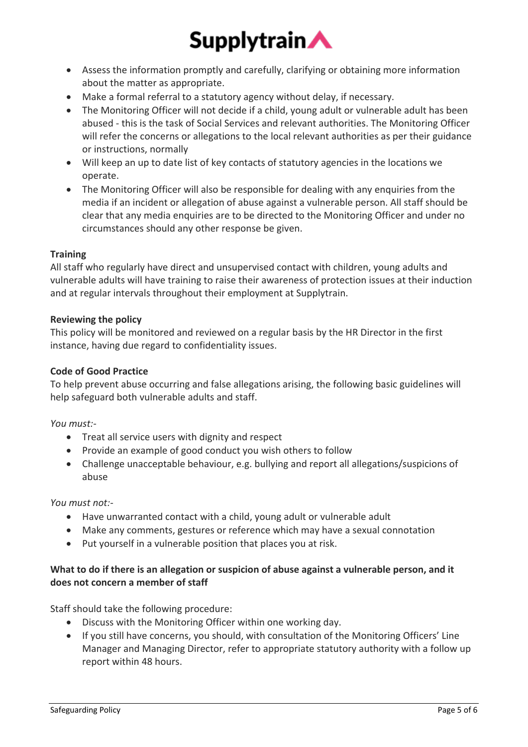- Assess the information promptly and carefully, clarifying or obtaining more information about the matter as appropriate.
- Make a formal referral to a statutory agency without delay, if necessary.
- The Monitoring Officer will not decide if a child, young adult or vulnerable adult has been abused - this is the task of Social Services and relevant authorities. The Monitoring Officer will refer the concerns or allegations to the local relevant authorities as per their guidance or instructions, normally
- Will keep an up to date list of key contacts of statutory agencies in the locations we operate.
- The Monitoring Officer will also be responsible for dealing with any enquiries from the media if an incident or allegation of abuse against a vulnerable person. All staff should be clear that any media enquiries are to be directed to the Monitoring Officer and under no circumstances should any other response be given.

**Training**
All staff who regularly have direct and unsupervised contact with children, young adults and vulnerable adults will have training to raise their awareness of protection issues at their induction and at regular intervals throughout their employment at Supplytrain.

**Reviewing the policy**
This policy will be monitored and reviewed on a regular basis by the HR Director in the first instance, having due regard to confidentiality issues.

**Code of Good Practice**
To help prevent abuse occurring and false allegations arising, the following basic guidelines will help safeguard both vulnerable adults and staff.

*You must:-*

- Treat all service users with dignity and respect
- Provide an example of good conduct you wish others to follow
- Challenge unacceptable behaviour, e.g. bullying and report all allegations/suspicions of abuse

*You must not:-*

- Have unwarranted contact with a child, young adult or vulnerable adult
- Make any comments, gestures or reference which may have a sexual connotation
- Put yourself in a vulnerable position that places you at risk.

**What to do if there is an allegation or suspicion of abuse against a vulnerable person, and it does not concern a member of staff**

Staff should take the following procedure:

- Discuss with the Monitoring Officer within one working day.
- If you still have concerns, you should, with consultation of the Monitoring Officers' Line Manager and Managing Director, refer to appropriate statutory authority with a follow up report within 48 hours.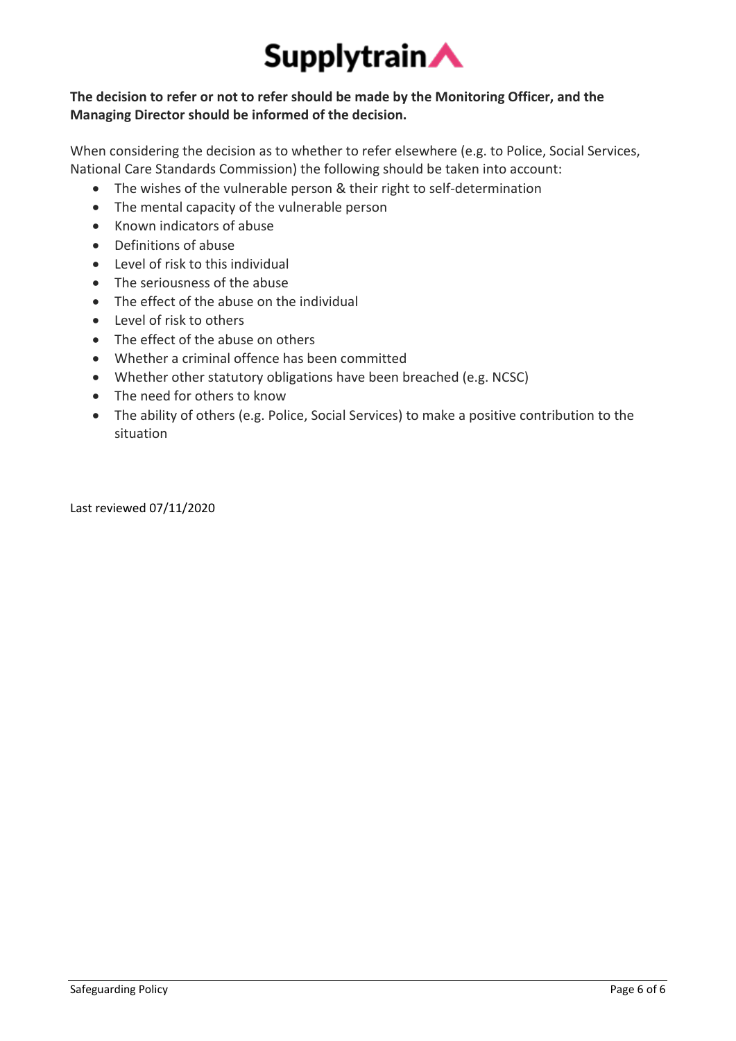**The decision to refer or not to refer should be made by the Monitoring Officer, and the Managing Director should be informed of the decision.**

When considering the decision as to whether to refer elsewhere (e.g. to Police, Social Services, National Care Standards Commission) the following should be taken into account:

- The wishes of the vulnerable person & their right to self-determination
- The mental capacity of the vulnerable person
- Known indicators of abuse
- Definitions of abuse
- Level of risk to this individual
- The seriousness of the abuse
- The effect of the abuse on the individual
- Level of risk to others
- The effect of the abuse on others
- Whether a criminal offence has been committed
- Whether other statutory obligations have been breached (e.g. NCSC)
- The need for others to know
- The ability of others (e.g. Police, Social Services) to make a positive contribution to the situation

Last reviewed 07/11/2020